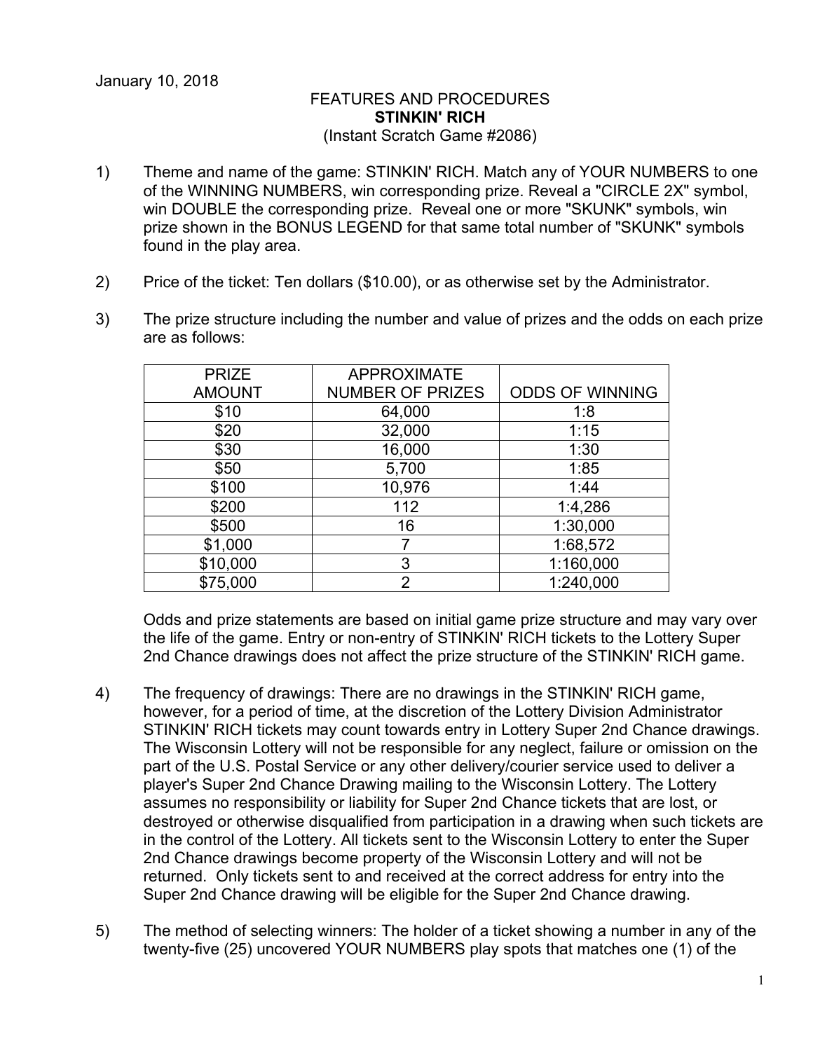January 10, 2018

FEATURES AND PROCEDURES
**STINKIN' RICH**
(Instant Scratch Game #2086)

1) Theme and name of the game: STINKIN' RICH. Match any of YOUR NUMBERS to one of the WINNING NUMBERS, win corresponding prize. Reveal a "CIRCLE 2X" symbol, win DOUBLE the corresponding prize. Reveal one or more "SKUNK" symbols, win prize shown in the BONUS LEGEND for that same total number of "SKUNK" symbols found in the play area.

2) Price of the ticket: Ten dollars ($10.00), or as otherwise set by the Administrator.

3) The prize structure including the number and value of prizes and the odds on each prize are as follows:

| PRIZE AMOUNT | APPROXIMATE NUMBER OF PRIZES | ODDS OF WINNING |
|---|---|---|
| $10 | 64,000 | 1:8 |
| $20 | 32,000 | 1:15 |
| $30 | 16,000 | 1:30 |
| $50 | 5,700 | 1:85 |
| $100 | 10,976 | 1:44 |
| $200 | 112 | 1:4,286 |
| $500 | 16 | 1:30,000 |
| $1,000 | 7 | 1:68,572 |
| $10,000 | 3 | 1:160,000 |
| $75,000 | 2 | 1:240,000 |

Odds and prize statements are based on initial game prize structure and may vary over the life of the game. Entry or non-entry of STINKIN' RICH tickets to the Lottery Super 2nd Chance drawings does not affect the prize structure of the STINKIN' RICH game.

4) The frequency of drawings: There are no drawings in the STINKIN' RICH game, however, for a period of time, at the discretion of the Lottery Division Administrator STINKIN' RICH tickets may count towards entry in Lottery Super 2nd Chance drawings. The Wisconsin Lottery will not be responsible for any neglect, failure or omission on the part of the U.S. Postal Service or any other delivery/courier service used to deliver a player's Super 2nd Chance Drawing mailing to the Wisconsin Lottery. The Lottery assumes no responsibility or liability for Super 2nd Chance tickets that are lost, or destroyed or otherwise disqualified from participation in a drawing when such tickets are in the control of the Lottery. All tickets sent to the Wisconsin Lottery to enter the Super 2nd Chance drawings become property of the Wisconsin Lottery and will not be returned. Only tickets sent to and received at the correct address for entry into the Super 2nd Chance drawing will be eligible for the Super 2nd Chance drawing.

5) The method of selecting winners: The holder of a ticket showing a number in any of the twenty-five (25) uncovered YOUR NUMBERS play spots that matches one (1) of the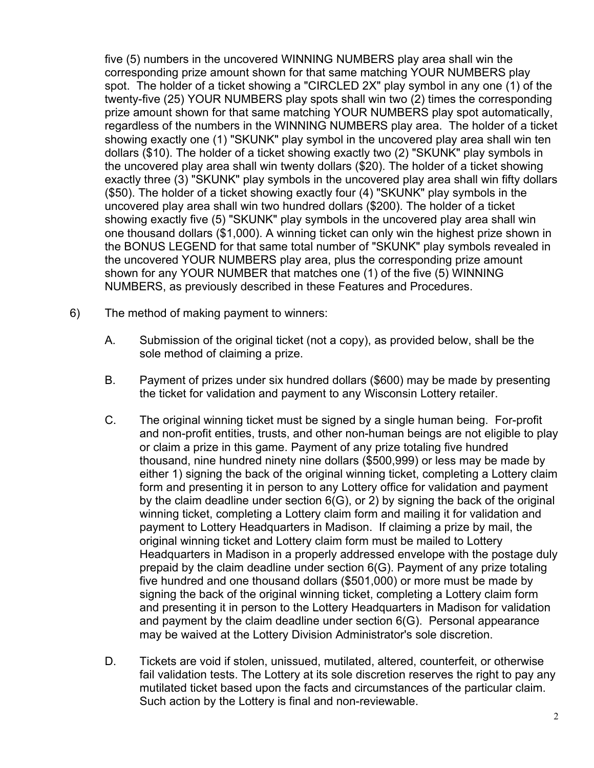five (5) numbers in the uncovered WINNING NUMBERS play area shall win the corresponding prize amount shown for that same matching YOUR NUMBERS play spot. The holder of a ticket showing a "CIRCLED 2X" play symbol in any one (1) of the twenty-five (25) YOUR NUMBERS play spots shall win two (2) times the corresponding prize amount shown for that same matching YOUR NUMBERS play spot automatically, regardless of the numbers in the WINNING NUMBERS play area. The holder of a ticket showing exactly one (1) "SKUNK" play symbol in the uncovered play area shall win ten dollars ($10). The holder of a ticket showing exactly two (2) "SKUNK" play symbols in the uncovered play area shall win twenty dollars ($20). The holder of a ticket showing exactly three (3) "SKUNK" play symbols in the uncovered play area shall win fifty dollars ($50). The holder of a ticket showing exactly four (4) "SKUNK" play symbols in the uncovered play area shall win two hundred dollars ($200). The holder of a ticket showing exactly five (5) "SKUNK" play symbols in the uncovered play area shall win one thousand dollars ($1,000). A winning ticket can only win the highest prize shown in the BONUS LEGEND for that same total number of "SKUNK" play symbols revealed in the uncovered YOUR NUMBERS play area, plus the corresponding prize amount shown for any YOUR NUMBER that matches one (1) of the five (5) WINNING NUMBERS, as previously described in these Features and Procedures.

6) The method of making payment to winners:

   A. Submission of the original ticket (not a copy), as provided below, shall be the sole method of claiming a prize.

   B. Payment of prizes under six hundred dollars ($600) may be made by presenting the ticket for validation and payment to any Wisconsin Lottery retailer.

   C. The original winning ticket must be signed by a single human being. For-profit and non-profit entities, trusts, and other non-human beings are not eligible to play or claim a prize in this game. Payment of any prize totaling five hundred thousand, nine hundred ninety nine dollars ($500,999) or less may be made by either 1) signing the back of the original winning ticket, completing a Lottery claim form and presenting it in person to any Lottery office for validation and payment by the claim deadline under section 6(G), or 2) by signing the back of the original winning ticket, completing a Lottery claim form and mailing it for validation and payment to Lottery Headquarters in Madison. If claiming a prize by mail, the original winning ticket and Lottery claim form must be mailed to Lottery Headquarters in Madison in a properly addressed envelope with the postage duly prepaid by the claim deadline under section 6(G). Payment of any prize totaling five hundred and one thousand dollars ($501,000) or more must be made by signing the back of the original winning ticket, completing a Lottery claim form and presenting it in person to the Lottery Headquarters in Madison for validation and payment by the claim deadline under section 6(G). Personal appearance may be waived at the Lottery Division Administrator's sole discretion.

   D. Tickets are void if stolen, unissued, mutilated, altered, counterfeit, or otherwise fail validation tests. The Lottery at its sole discretion reserves the right to pay any mutilated ticket based upon the facts and circumstances of the particular claim. Such action by the Lottery is final and non-reviewable.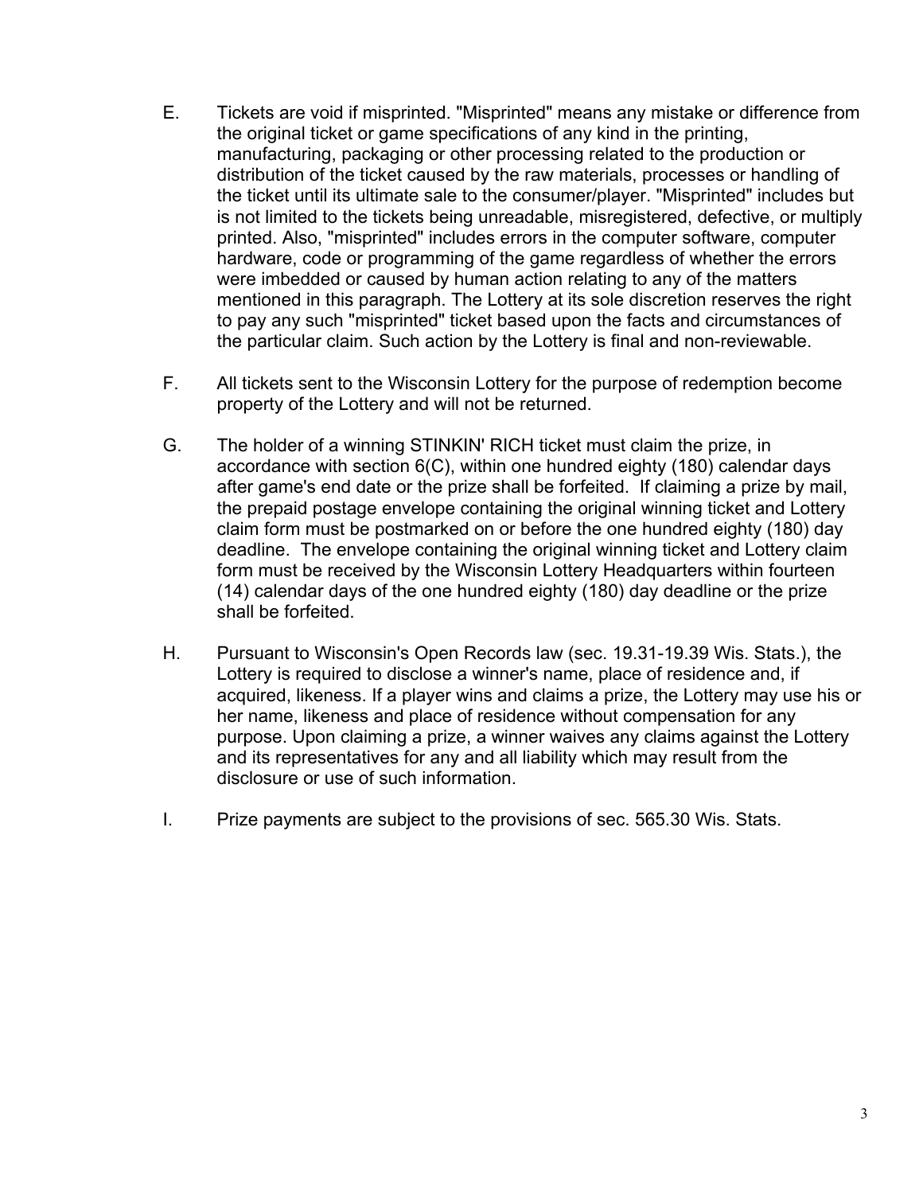E. Tickets are void if misprinted. "Misprinted" means any mistake or difference from the original ticket or game specifications of any kind in the printing, manufacturing, packaging or other processing related to the production or distribution of the ticket caused by the raw materials, processes or handling of the ticket until its ultimate sale to the consumer/player. "Misprinted" includes but is not limited to the tickets being unreadable, misregistered, defective, or multiply printed. Also, "misprinted" includes errors in the computer software, computer hardware, code or programming of the game regardless of whether the errors were imbedded or caused by human action relating to any of the matters mentioned in this paragraph. The Lottery at its sole discretion reserves the right to pay any such "misprinted" ticket based upon the facts and circumstances of the particular claim. Such action by the Lottery is final and non-reviewable.

F. All tickets sent to the Wisconsin Lottery for the purpose of redemption become property of the Lottery and will not be returned.

G. The holder of a winning STINKIN' RICH ticket must claim the prize, in accordance with section 6(C), within one hundred eighty (180) calendar days after game's end date or the prize shall be forfeited. If claiming a prize by mail, the prepaid postage envelope containing the original winning ticket and Lottery claim form must be postmarked on or before the one hundred eighty (180) day deadline. The envelope containing the original winning ticket and Lottery claim form must be received by the Wisconsin Lottery Headquarters within fourteen (14) calendar days of the one hundred eighty (180) day deadline or the prize shall be forfeited.

H. Pursuant to Wisconsin's Open Records law (sec. 19.31-19.39 Wis. Stats.), the Lottery is required to disclose a winner's name, place of residence and, if acquired, likeness. If a player wins and claims a prize, the Lottery may use his or her name, likeness and place of residence without compensation for any purpose. Upon claiming a prize, a winner waives any claims against the Lottery and its representatives for any and all liability which may result from the disclosure or use of such information.

I. Prize payments are subject to the provisions of sec. 565.30 Wis. Stats.